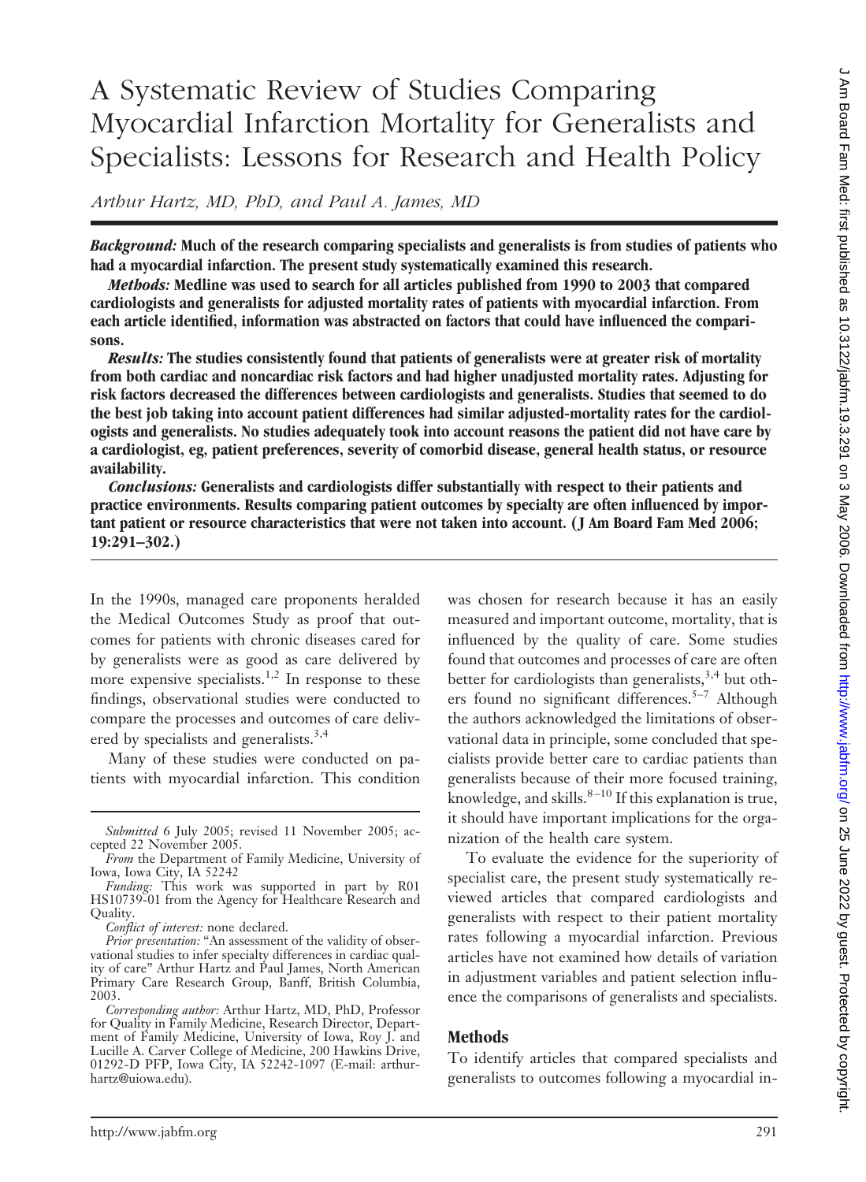# A Systematic Review of Studies Comparing Myocardial Infarction Mortality for Generalists and Specialists: Lessons for Research and Health Policy

*Arthur Hartz, MD, PhD, and Paul A. James, MD*

***Background:*** **Much of the research comparing specialists and generalists is from studies of patients who had a myocardial infarction. The present study systematically examined this research.**

***Methods:*** **Medline was used to search for all articles published from 1990 to 2003 that compared cardiologists and generalists for adjusted mortality rates of patients with myocardial infarction. From each article identified, information was abstracted on factors that could have influenced the comparisons.**

***Results:*** **The studies consistently found that patients of generalists were at greater risk of mortality from both cardiac and noncardiac risk factors and had higher unadjusted mortality rates. Adjusting for risk factors decreased the differences between cardiologists and generalists. Studies that seemed to do the best job taking into account patient differences had similar adjusted-mortality rates for the cardiologists and generalists. No studies adequately took into account reasons the patient did not have care by a cardiologist, eg, patient preferences, severity of comorbid disease, general health status, or resource availability.**

***Conclusions:*** **Generalists and cardiologists differ substantially with respect to their patients and practice environments. Results comparing patient outcomes by specialty are often influenced by important patient or resource characteristics that were not taken into account. (J Am Board Fam Med 2006; 19:291–302.)**

In the 1990s, managed care proponents heralded the Medical Outcomes Study as proof that outcomes for patients with chronic diseases cared for by generalists were as good as care delivered by more expensive specialists.[1,2] In response to these findings, observational studies were conducted to compare the processes and outcomes of care delivered by specialists and generalists.[3,4]

Many of these studies were conducted on patients with myocardial infarction. This condition was chosen for research because it has an easily measured and important outcome, mortality, that is influenced by the quality of care. Some studies found that outcomes and processes of care are often better for cardiologists than generalists,[3,4] but others found no significant differences.[5–7] Although the authors acknowledged the limitations of observational data in principle, some concluded that specialists provide better care to cardiac patients than generalists because of their more focused training, knowledge, and skills.[8–10] If this explanation is true, it should have important implications for the organization of the health care system.

To evaluate the evidence for the superiority of specialist care, the present study systematically reviewed articles that compared cardiologists and generalists with respect to their patient mortality rates following a myocardial infarction. Previous articles have not examined how details of variation in adjustment variables and patient selection influence the comparisons of generalists and specialists.

## Methods

To identify articles that compared specialists and generalists to outcomes following a myocardial in-

*Submitted* 6 July 2005; revised 11 November 2005; accepted 22 November 2005.

*From* the Department of Family Medicine, University of Iowa, Iowa City, IA 52242

*Funding:* This work was supported in part by R01 HS10739-01 from the Agency for Healthcare Research and Quality.

*Conflict of interest:* none declared.

*Prior presentation:* "An assessment of the validity of observational studies to infer specialty differences in cardiac quality of care" Arthur Hartz and Paul James, North American Primary Care Research Group, Banff, British Columbia, 2003.

*Corresponding author:* Arthur Hartz, MD, PhD, Professor for Quality in Family Medicine, Research Director, Department of Family Medicine, University of Iowa, Roy J. and Lucille A. Carver College of Medicine, 200 Hawkins Drive, 01292-D PFP, Iowa City, IA 52242-1097 (E-mail: arthur-hartz@uiowa.edu).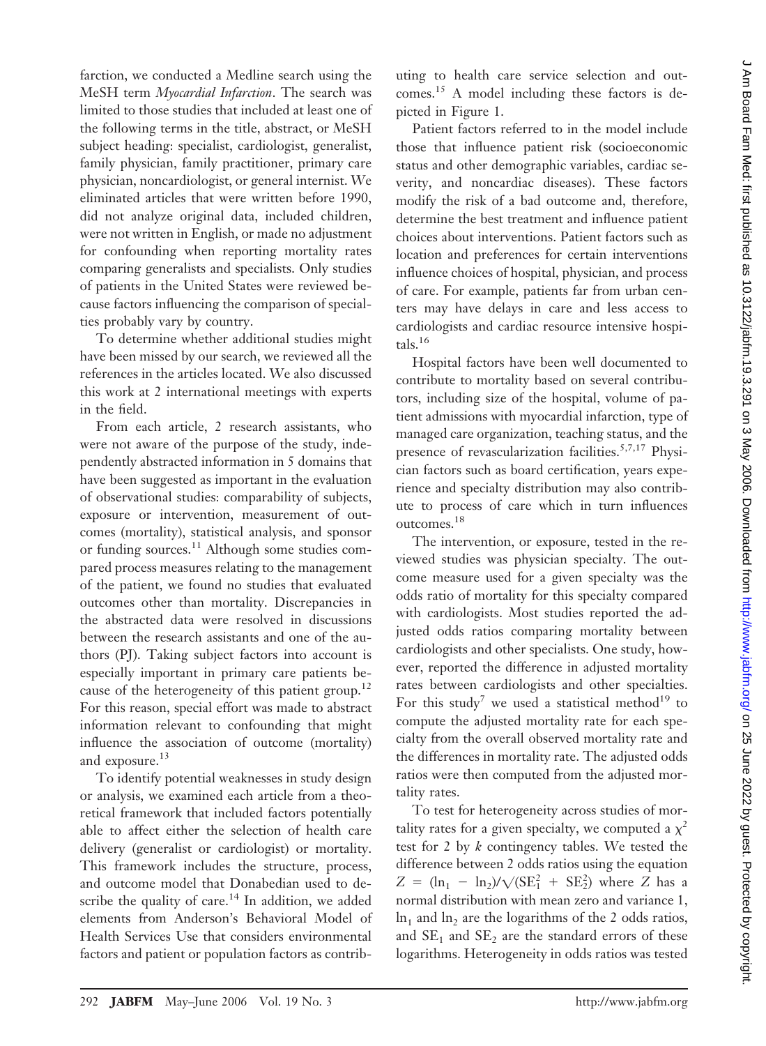farction, we conducted a Medline search using the MeSH term *Myocardial Infarction*. The search was limited to those studies that included at least one of the following terms in the title, abstract, or MeSH subject heading: specialist, cardiologist, generalist, family physician, family practitioner, primary care physician, noncardiologist, or general internist. We eliminated articles that were written before 1990, did not analyze original data, included children, were not written in English, or made no adjustment for confounding when reporting mortality rates comparing generalists and specialists. Only studies of patients in the United States were reviewed because factors influencing the comparison of specialties probably vary by country.

To determine whether additional studies might have been missed by our search, we reviewed all the references in the articles located. We also discussed this work at 2 international meetings with experts in the field.

From each article, 2 research assistants, who were not aware of the purpose of the study, independently abstracted information in 5 domains that have been suggested as important in the evaluation of observational studies: comparability of subjects, exposure or intervention, measurement of outcomes (mortality), statistical analysis, and sponsor or funding sources.[11] Although some studies compared process measures relating to the management of the patient, we found no studies that evaluated outcomes other than mortality. Discrepancies in the abstracted data were resolved in discussions between the research assistants and one of the authors (PJ). Taking subject factors into account is especially important in primary care patients because of the heterogeneity of this patient group.[12] For this reason, special effort was made to abstract information relevant to confounding that might influence the association of outcome (mortality) and exposure.[13]

To identify potential weaknesses in study design or analysis, we examined each article from a theoretical framework that included factors potentially able to affect either the selection of health care delivery (generalist or cardiologist) or mortality. This framework includes the structure, process, and outcome model that Donabedian used to describe the quality of care.[14] In addition, we added elements from Anderson's Behavioral Model of Health Services Use that considers environmental factors and patient or population factors as contributing to health care service selection and outcomes.[15] A model including these factors is depicted in Figure 1.

Patient factors referred to in the model include those that influence patient risk (socioeconomic status and other demographic variables, cardiac severity, and noncardiac diseases). These factors modify the risk of a bad outcome and, therefore, determine the best treatment and influence patient choices about interventions. Patient factors such as location and preferences for certain interventions influence choices of hospital, physician, and process of care. For example, patients far from urban centers may have delays in care and less access to cardiologists and cardiac resource intensive hospitals.[16]

Hospital factors have been well documented to contribute to mortality based on several contributors, including size of the hospital, volume of patient admissions with myocardial infarction, type of managed care organization, teaching status, and the presence of revascularization facilities.[5,7,17] Physician factors such as board certification, years experience and specialty distribution may also contribute to process of care which in turn influences outcomes.[18]

The intervention, or exposure, tested in the reviewed studies was physician specialty. The outcome measure used for a given specialty was the odds ratio of mortality for this specialty compared with cardiologists. Most studies reported the adjusted odds ratios comparing mortality between cardiologists and other specialists. One study, however, reported the difference in adjusted mortality rates between cardiologists and other specialties. For this study[7] we used a statistical method[19] to compute the adjusted mortality rate for each specialty from the overall observed mortality rate and the differences in mortality rate. The adjusted odds ratios were then computed from the adjusted mortality rates.

To test for heterogeneity across studies of mortality rates for a given specialty, we computed a $\chi^2$ test for 2 by $k$ contingency tables. We tested the difference between 2 odds ratios using the equation $Z = (\ln_1 - \ln_2)/\sqrt{(SE_1^2 + SE_2^2)}$ where $Z$ has a normal distribution with mean zero and variance 1, $\ln_1$ and $\ln_2$ are the logarithms of the 2 odds ratios, and $SE_1$ and $SE_2$ are the standard errors of these logarithms. Heterogeneity in odds ratios was tested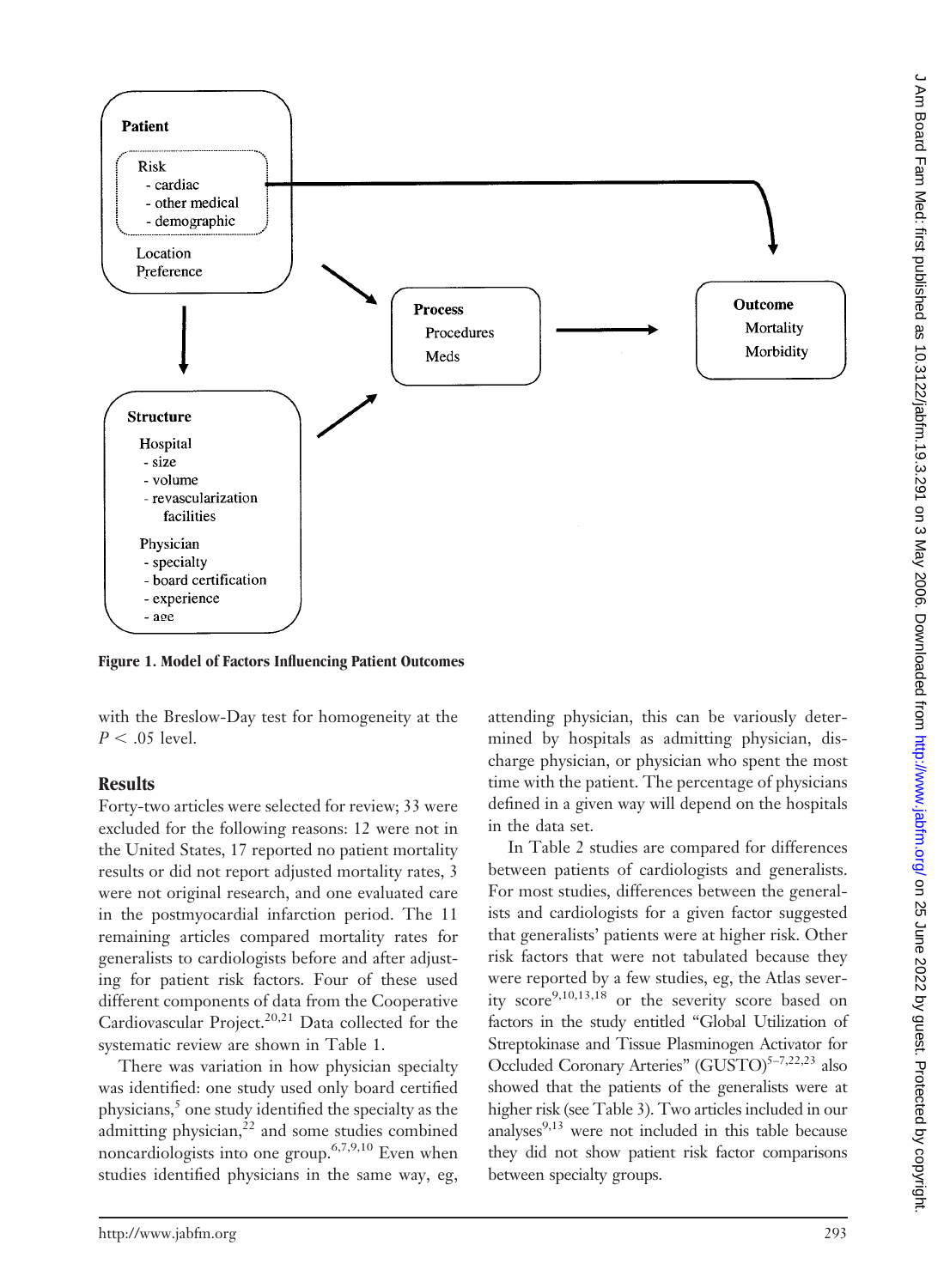**Figure 1. Model of Factors Influencing Patient Outcomes**

with the Breslow-Day test for homogeneity at the $P < .05$ level.

## Results

Forty-two articles were selected for review; 33 were excluded for the following reasons: 12 were not in the United States, 17 reported no patient mortality results or did not report adjusted mortality rates, 3 were not original research, and one evaluated care in the postmyocardial infarction period. The 11 remaining articles compared mortality rates for generalists to cardiologists before and after adjusting for patient risk factors. Four of these used different components of data from the Cooperative Cardiovascular Project.[20,21] Data collected for the systematic review are shown in Table 1.

There was variation in how physician specialty was identified: one study used only board certified physicians,[5] one study identified the specialty as the admitting physician,[22] and some studies combined noncardiologists into one group.[6,7,9,10] Even when studies identified physicians in the same way, eg, attending physician, this can be variously determined by hospitals as admitting physician, discharge physician, or physician who spent the most time with the patient. The percentage of physicians defined in a given way will depend on the hospitals in the data set.

In Table 2 studies are compared for differences between patients of cardiologists and generalists. For most studies, differences between the generalists and cardiologists for a given factor suggested that generalists' patients were at higher risk. Other risk factors that were not tabulated because they were reported by a few studies, eg, the Atlas severity score[9,10,13,18] or the severity score based on factors in the study entitled "Global Utilization of Streptokinase and Tissue Plasminogen Activator for Occluded Coronary Arteries" (GUSTO)[5–7,22,23] also showed that the patients of the generalists were at higher risk (see Table 3). Two articles included in our analyses[9,13] were not included in this table because they did not show patient risk factor comparisons between specialty groups.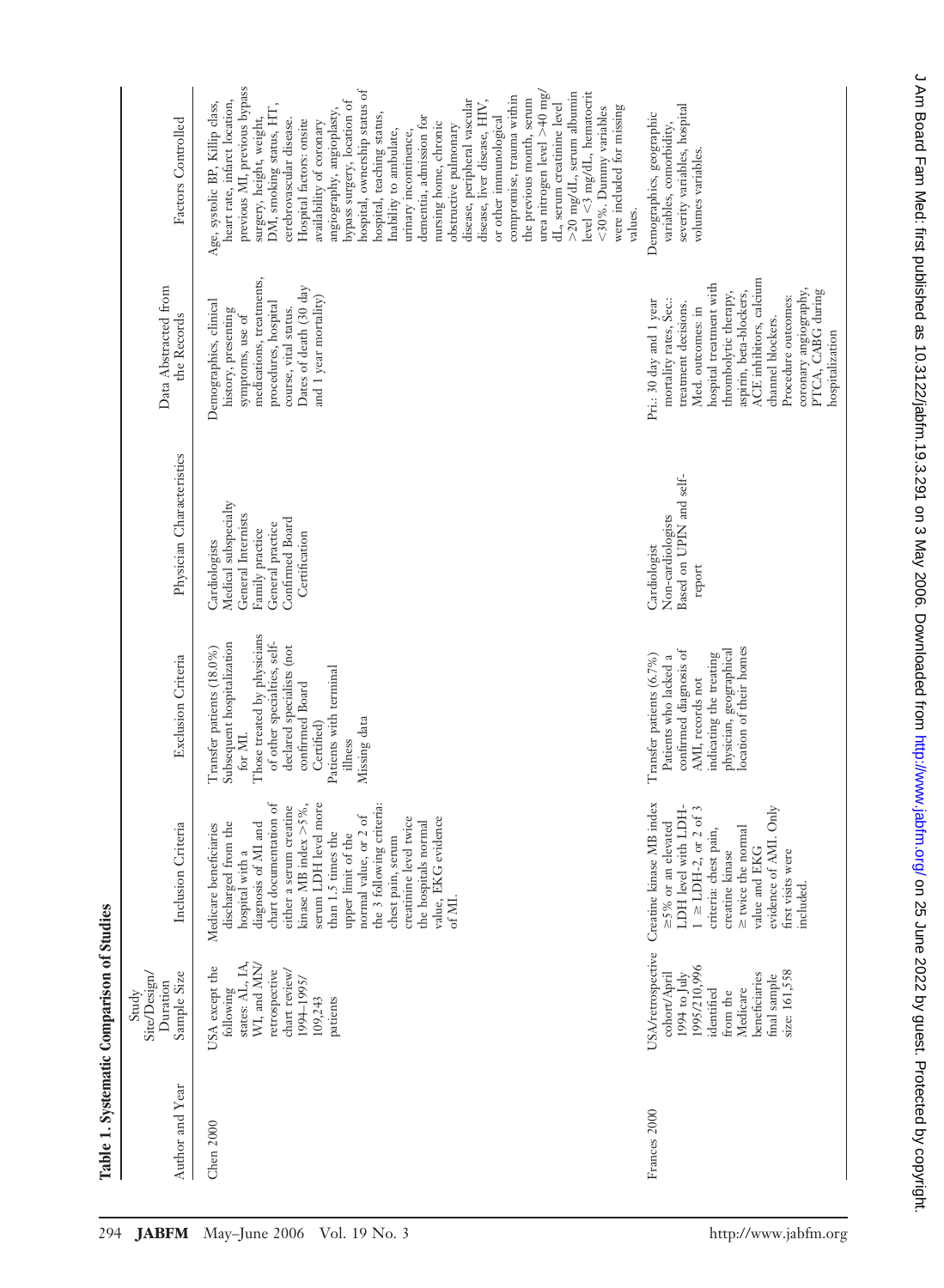**Table 1. Systematic Comparison of Studies**

| Author and Year | Study Site/Design/ Duration Sample Size | Inclusion Criteria | Exclusion Criteria | Physician Characteristics | Data Abstracted from the Records | Factors Controlled |
|---|---|---|---|---|---|---|
| Chen 2000 | USA except the following states: AL, IA, WI, and MN/ retrospective chart review/ 1994–1995/ 109,243 patients | Medicare beneficiaries discharged from the hospital with a diagnosis of MI and chart documentation of either a serum creatine kinase MB index >5%, serum LDH level more than 1.5 times the upper limit of the normal value, or 2 of the 3 following criteria: chest pain, serum creatinine level twice the hospitals normal value, EKG evidence of MI. | Transfer patients (18.0%) Subsequent hospitalization for MI. Those treated by physicians of other specialties, self-declared specialists (not confirmed Board Certified) Patients with terminal illness Missing data | Cardiologists Medical subspecialty General Internists Family practice General practice Confirmed Board Certification | Demographics, clinical history, presenting symptoms, use of medications, treatments, procedures, hospital course, vital status. Dates of death (30 day and 1 year mortality) | Age, systolic BP, Killip class, heart rate, infarct location, previous MI, previous bypass surgery, height, weight, DM, smoking status, HT, cerebrovascular disease. Hospital factors: onsite availability of coronary angiography, angioplasty, bypass surgery, location of hospital, ownership status of hospital, teaching status, Inability to ambulate, urinary incontinence, dementia, admission for nursing home, chronic obstructive pulmonary disease, peripheral vascular disease, liver disease, HIV, or other immunological compromise, trauma within the previous month, serum urea nitrogen level >40 mg/dL, serum creatinine level >20 mg/dL, serum albumin level <3 mg/dL, hematocrit <30%. Dummy variables were included for missing values. |
| Frances 2000 | USA/retrospective cohort/April 1994 to July 1995/210,996 identified from the Medicare beneficiaries final sample size: 161,558 | Creatine kinase MB index ≥5% or an elevated LDH level with LDH-1 ≥ LDH-2, or 2 of 3 criteria: chest pain, creatine kinase ≥ twice the normal value and EKG evidence of AMI. Only first visits were included. | Transfer patients (6.7%) Patients who lacked a confirmed diagnosis of AMI, records not indicating the treating physician, geographical location of their homes | Cardiologist Non-cardiologists Based on UPIN and self-report | Pri.: 30 day and 1 year mortality rates, Sec.: treatment decisions. Med. outcomes: in hospital treatment with thrombolytic therapy, aspirin, beta-blockers, ACE inhibitors, calcium channel blockers. Procedure outcomes: coronary angiography, PTCA, CABG during hospitalization | Demographics, geographic variables, comorbidity, severity variables, hospital volumes variables. |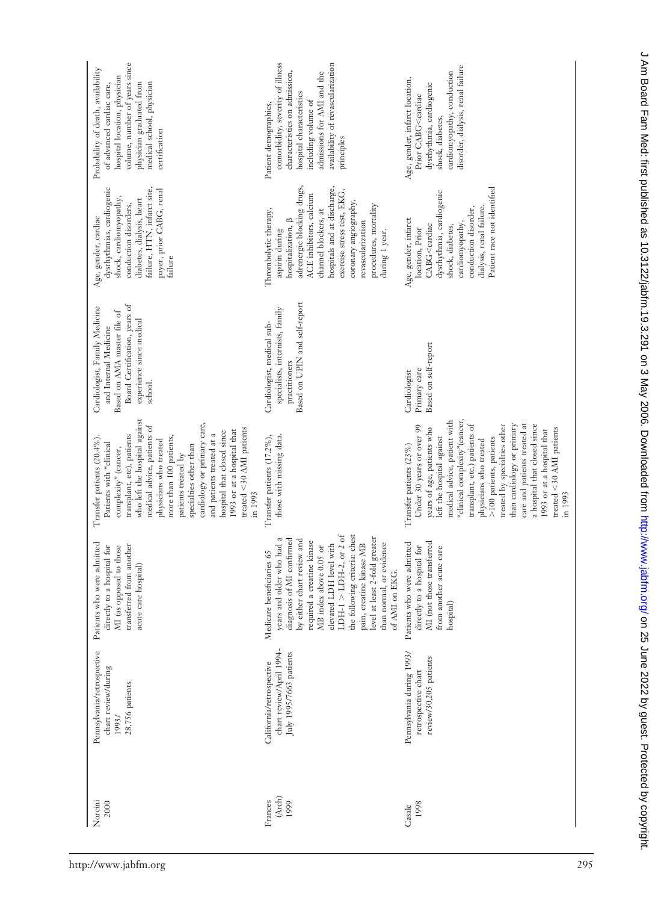| | | | | | | |
|---|---|---|---|---|---|---|
| Norcini 2000 | Pennsylvania/retrospective chart review/during 1993/ 28,756 patients | Patients who were admitted directly to a hospital for MI (as opposed to those transferred from another acute care hospital) | Transfer patients (20.4%). Patients with "clinical complexity" (cancer, transplant, etc), patients who left the hospital against medical advice, patients of physicians who treated more than 100 patients, patients treated by specialties other than cardiology or primary care, and patients treated at a hospital that closed since 1993 or at a hospital that treated <30 AMI patients in 1993 | Cardiologist, Family Medicine and Internal Medicine Based on AMA master file of Board Certification, years of experience since medical school. | Age, gender, cardiac dysrhythmias, cardiogenic shock, cardiomyopathy, conduction disorders, diabetes, dialysis, heart failure, HTN, infarct site, payer, prior CABG, renal failure | Probability of death, availability of advanced cardiac care, hospital location, physician volume, number of years since physician graduated from medical school, physician certification |
| Frances (Arch) 1999 | California/retrospective chart review/April 1994–July 1995/7663 patients | Medicare beneficiaries 65 years and older who had a diagnosis of MI confirmed by either chart review and required a creatine kinase MB index above 0.05 or elevated LDH level with LDH-1 > LDH-2, or 2 of the following criteria: chest pain, creatine kinase MB level at least 2-fold greater than normal, or evidence of AMI on EKG. | Transfer patients (17.2%), those with missing data. | Cardiologist, medical sub-specialists, internists, family practitioners Based on UPIN and self-report | Thrombolytic therapy, aspirin during hospitalization, β adrenergic blocking drugs, ACE inhibitors, calcium channel blockers, at hospitals and at discharge, exercise stress test, EKG, coronary angiography, revascularization procedures, mortality during 1 year. | Patient demographics, comorbidity, severity of illness characteristics on admission, hospital characteristics including volume of admissions for AMI and the availability of revascularization principles |
| Casale 1998 | Pennsylvania during 1993/ retrospective chart review/30,205 patients | Patients who were admitted directly to a hospital for MI (not those transferred from another acute care hospital) | Transfer patients (23%) Under 30 years or over 99 years of age, patients who left the hospital against medical advice, patient with "clinical complexity"(cancer, transplant, etc.) patients of physicians who treated >100 patients, patients treated by specialties other than cardiology or primary care and patients treated at a hospital that closed since 1993 or at a hospital that treated <30 AMI patients in 1993 | Cardiologist Primary care Based on self-report | Age, gender, infarct location, Prior CABG<cardiac dysrhythmia, cardiogenic shock, diabetes, cardiomyopathy, conduction disorder, dialysis, renal failure. Patient race not identified | Age, gender, infarct location, Prior CABG<cardiac dysrhythmia, cardiogenic shock, diabetes, cardiomyopathy, conduction disorder, dialysis, renal failure |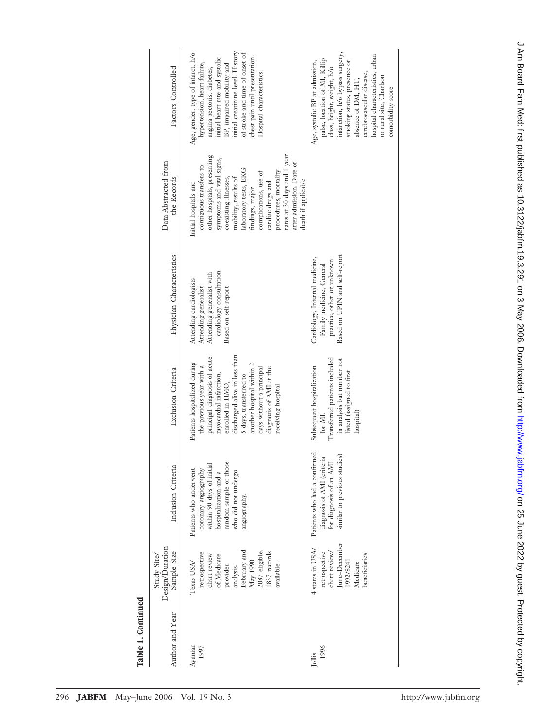**Table 1. Continued**

| Author and Year | Study Site/ Design/Duration Sample Size | Inclusion Criteria | Exclusion Criteria | Physician Characteristics | Data Abstracted from the Records | Factors Controlled |
|---|---|---|---|---|---|---|
| Ayanian 1997 | Texas USA/ retrospective chart review of Medicare provider analysis. February and May 1990 2087 eligible. 1837 records available. | Patients who underwent coronary angiography within 90 days of initial hospitalization and a random sample of those who did not undergo angiography. | Patients hospitalized during the previous year with a principal diagnosis of acute myocardial infarction, enrolled in HMO, discharged alive in less than 5 days, transferred to another hospital within 2 days without a principal diagnosis of AMI at the receiving hospital | Attending cardiologists Attending generalist Attending generalist with cardiology consultation Based on self-report | Initial hospitals and contiguous transfers to other hospitals, presenting symptoms and vital signs, coexisting illnesses, mobility, results of laboratory tests, EKG findings, major complications, use of cardiac drugs and procedures, mortality rates at 30 days and 1 year after admission. Date of death if applicable | Age, gender, type of infarct, h/o hypertension, heart failure, angina pectoris, diabetes, initial heart rate and systolic BP, impaired mobility and initial creatinine level. History of stroke and time of onset of chest pain until presentation. Hospital characteristics. |
| Jollis 1996 | 4 states in USA/ retrospective chart review/ June–December 1992/8241 Medicare beneficiaries | Patients who had a confirmed diagnosis of AMI (criteria for diagnosis of an AMI similar to previous studies) | Subsequent hospitalization for MI. Transferred patients included in analysis but number not listed (assigned to first hospital) | Cardiology, Internal medicine, Family medicine, General practice, other or unknown Based on UPIN and self-report | | Age, systolic BP at admission, pulse, location of MI, Killip class, height, weight, h/o infarction, h/o bypass surgery, smoking status, presence or absence of DM, HT, cerebrovascular disease, hospital characteristics, urban or rural site, Charlson comorbidity score |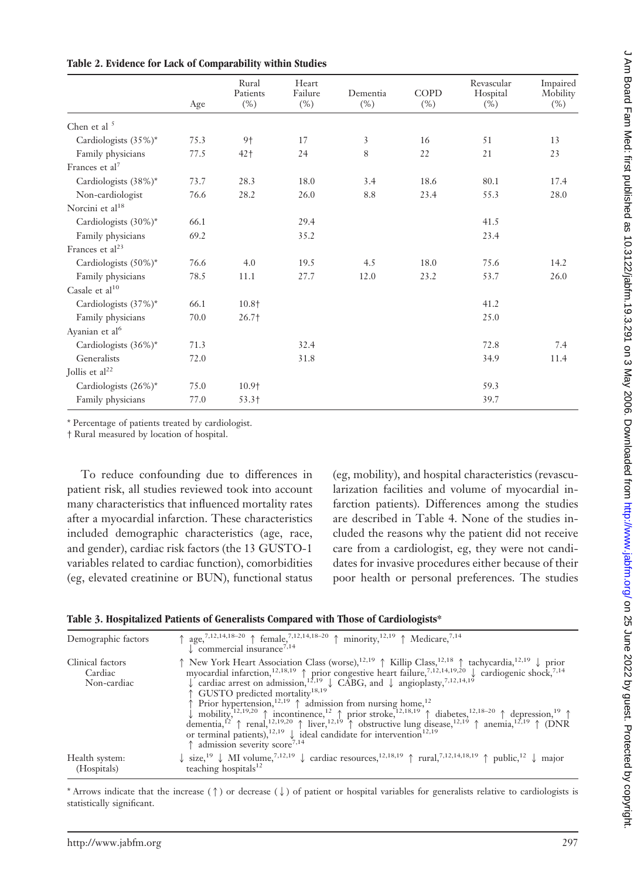**Table 2. Evidence for Lack of Comparability within Studies**

| | Age | Rural Patients (%) | Heart Failure (%) | Dementia (%) | COPD (%) | Revascular Hospital (%) | Impaired Mobility (%) |
|---|---|---|---|---|---|---|---|
| Chen et al [5] | | | | | | | |
| Cardiologists (35%)* | 75.3 | 9† | 17 | 3 | 16 | 51 | 13 |
| Family physicians | 77.5 | 42† | 24 | 8 | 22 | 21 | 23 |
| Frances et al[7] | | | | | | | |
| Cardiologists (38%)* | 73.7 | 28.3 | 18.0 | 3.4 | 18.6 | 80.1 | 17.4 |
| Non-cardiologist | 76.6 | 28.2 | 26.0 | 8.8 | 23.4 | 55.3 | 28.0 |
| Norcini et al[18] | | | | | | | |
| Cardiologists (30%)* | 66.1 | | 29.4 | | | 41.5 | |
| Family physicians | 69.2 | | 35.2 | | | 23.4 | |
| Frances et al[23] | | | | | | | |
| Cardiologists (50%)* | 76.6 | 4.0 | 19.5 | 4.5 | 18.0 | 75.6 | 14.2 |
| Family physicians | 78.5 | 11.1 | 27.7 | 12.0 | 23.2 | 53.7 | 26.0 |
| Casale et al[10] | | | | | | | |
| Cardiologists (37%)* | 66.1 | 10.8† | | | | 41.2 | |
| Family physicians | 70.0 | 26.7† | | | | 25.0 | |
| Ayanian et al[6] | | | | | | | |
| Cardiologists (36%)* | 71.3 | | 32.4 | | | 72.8 | 7.4 |
| Generalists | 72.0 | | 31.8 | | | 34.9 | 11.4 |
| Jollis et al[22] | | | | | | | |
| Cardiologists (26%)* | 75.0 | 10.9† | | | | 59.3 | |
| Family physicians | 77.0 | 53.3† | | | | 39.7 | |

\* Percentage of patients treated by cardiologist.
† Rural measured by location of hospital.

To reduce confounding due to differences in patient risk, all studies reviewed took into account many characteristics that influenced mortality rates after a myocardial infarction. These characteristics included demographic characteristics (age, race, and gender), cardiac risk factors (the 13 GUSTO-1 variables related to cardiac function), comorbidities (eg, elevated creatinine or BUN), functional status (eg, mobility), and hospital characteristics (revascularization facilities and volume of myocardial infarction patients). Differences among the studies are described in Table 4. None of the studies included the reasons why the patient did not receive care from a cardiologist, eg, they were not candidates for invasive procedures either because of their poor health or personal preferences. The studies

**Table 3. Hospitalized Patients of Generalists Compared with Those of Cardiologists***

| | |
|---|---|
| Demographic factors | ↑ age,[7,12,14,18–20] ↑ female,[7,12,14,18–20] ↑ minority,[12,19] ↑ Medicare,[7,14] ↓ commercial insurance[7,14] |
| Clinical factors<br>Cardiac<br>Non-cardiac | ↑ New York Heart Association Class (worse),[12,19] ↑ Killip Class,[12,18] ↑ tachycardia,[12,19] ↓ prior myocardial infarction,[12,18,19] ↑ prior congestive heart failure,[7,12,14,19,20] ↓ cardiogenic shock,[7,14] ↓ cardiac arrest on admission,[12,19] ↓ CABG, and ↓ angioplasty,[7,12,14,19] ↑ GUSTO predicted mortality[18,19]<br>↑ Prior hypertension,[12,19] ↑ admission from nursing home,[12] ↓ mobility,[12,19,20] ↑ incontinence,[12] ↑ prior stroke,[12,18,19] ↑ diabetes,[12,18–20] ↑ depression,[19] ↑ dementia,[12] ↑ renal,[12,19,20] ↑ liver,[12,19] ↑ obstructive lung disease,[12,19] ↑ anemia,[12,19] ↑ (DNR or terminal patients),[12,19] ↓ ideal candidate for intervention[12,19] ↑ admission severity score[7,14] |
| Health system: (Hospitals) | ↓ size,[19] ↓ MI volume,[7,12,19] ↓ cardiac resources,[12,18,19] ↑ rural,[7,12,14,18,19] ↑ public,[12] ↓ major teaching hospitals[12] |

\* Arrows indicate that the increase (↑) or decrease (↓) of patient or hospital variables for generalists relative to cardiologists is statistically significant.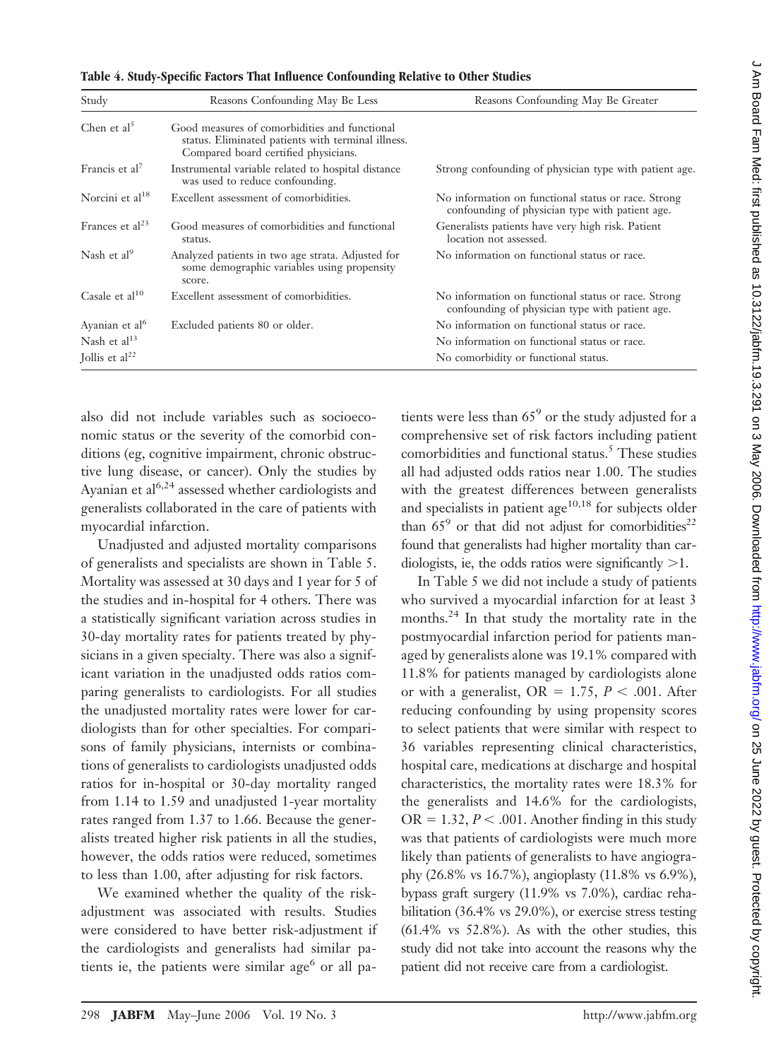**Table 4. Study-Specific Factors That Influence Confounding Relative to Other Studies**

| Study | Reasons Confounding May Be Less | Reasons Confounding May Be Greater |
|---|---|---|
| Chen et al[5] | Good measures of comorbidities and functional status. Eliminated patients with terminal illness. Compared board certified physicians. | |
| Francis et al[7] | Instrumental variable related to hospital distance was used to reduce confounding. | Strong confounding of physician type with patient age. |
| Norcini et al[18] | Excellent assessment of comorbidities. | No information on functional status or race. Strong confounding of physician type with patient age. |
| Frances et al[23] | Good measures of comorbidities and functional status. | Generalists patients have very high risk. Patient location not assessed. |
| Nash et al[9] | Analyzed patients in two age strata. Adjusted for some demographic variables using propensity score. | No information on functional status or race. |
| Casale et al[10] | Excellent assessment of comorbidities. | No information on functional status or race. Strong confounding of physician type with patient age. |
| Ayanian et al[6] | Excluded patients 80 or older. | No information on functional status or race. |
| Nash et al[13] | | No information on functional status or race. |
| Jollis et al[22] | | No comorbidity or functional status. |

also did not include variables such as socioeconomic status or the severity of the comorbid conditions (eg, cognitive impairment, chronic obstructive lung disease, or cancer). Only the studies by Ayanian et al[6,24] assessed whether cardiologists and generalists collaborated in the care of patients with myocardial infarction.

Unadjusted and adjusted mortality comparisons of generalists and specialists are shown in Table 5. Mortality was assessed at 30 days and 1 year for 5 of the studies and in-hospital for 4 others. There was a statistically significant variation across studies in 30-day mortality rates for patients treated by physicians in a given specialty. There was also a significant variation in the unadjusted odds ratios comparing generalists to cardiologists. For all studies the unadjusted mortality rates were lower for cardiologists than for other specialties. For comparisons of family physicians, internists or combinations of generalists to cardiologists unadjusted odds ratios for in-hospital or 30-day mortality ranged from 1.14 to 1.59 and unadjusted 1-year mortality rates ranged from 1.37 to 1.66. Because the generalists treated higher risk patients in all the studies, however, the odds ratios were reduced, sometimes to less than 1.00, after adjusting for risk factors.

We examined whether the quality of the risk-adjustment was associated with results. Studies were considered to have better risk-adjustment if the cardiologists and generalists had similar patients ie, the patients were similar age[6] or all patients were less than 65[9] or the study adjusted for a comprehensive set of risk factors including patient comorbidities and functional status.[5] These studies all had adjusted odds ratios near 1.00. The studies with the greatest differences between generalists and specialists in patient age[10,18] for subjects older than 65[9] or that did not adjust for comorbidities[22] found that generalists had higher mortality than cardiologists, ie, the odds ratios were significantly $>1$.

In Table 5 we did not include a study of patients who survived a myocardial infarction for at least 3 months.[24] In that study the mortality rate in the postmyocardial infarction period for patients managed by generalists alone was 19.1% compared with 11.8% for patients managed by cardiologists alone or with a generalist, OR = 1.75, $P < .001$. After reducing confounding by using propensity scores to select patients that were similar with respect to 36 variables representing clinical characteristics, hospital care, medications at discharge and hospital characteristics, the mortality rates were 18.3% for the generalists and 14.6% for the cardiologists, OR = 1.32, $P < .001$. Another finding in this study was that patients of cardiologists were much more likely than patients of generalists to have angiography (26.8% vs 16.7%), angioplasty (11.8% vs 6.9%), bypass graft surgery (11.9% vs 7.0%), cardiac rehabilitation (36.4% vs 29.0%), or exercise stress testing (61.4% vs 52.8%). As with the other studies, this study did not take into account the reasons why the patient did not receive care from a cardiologist.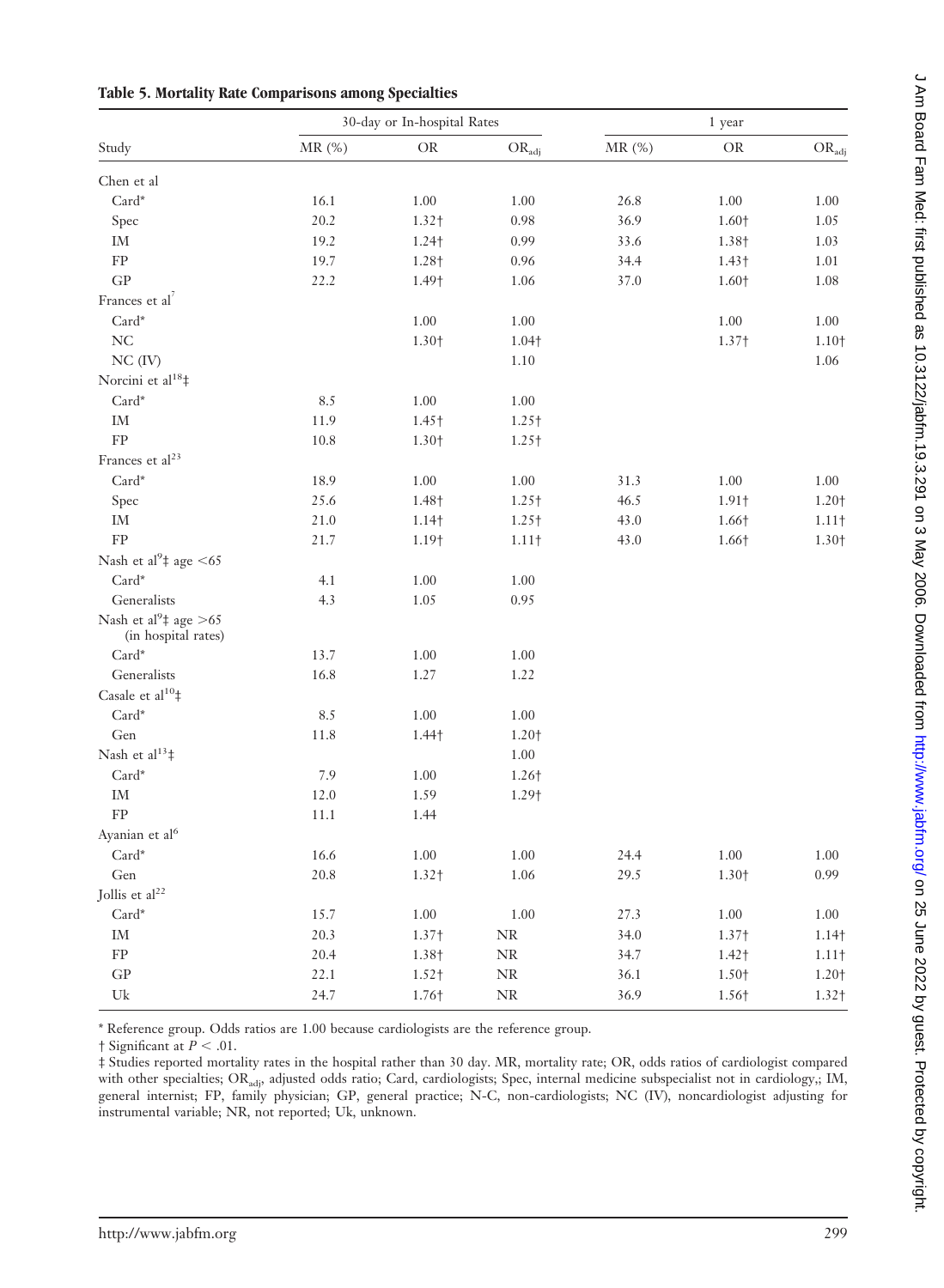**Table 5. Mortality Rate Comparisons among Specialties**

| Study | 30-day or In-hospital Rates | | | 1 year | | |
|---|---|---|---|---|---|---|
| | MR (%) | OR | $OR_{adj}$ | MR (%) | OR | $OR_{adj}$ |
| Chen et al | | | | | | |
| Card* | 16.1 | 1.00 | 1.00 | 26.8 | 1.00 | 1.00 |
| Spec | 20.2 | 1.32† | 0.98 | 36.9 | 1.60† | 1.05 |
| IM | 19.2 | 1.24† | 0.99 | 33.6 | 1.38† | 1.03 |
| FP | 19.7 | 1.28† | 0.96 | 34.4 | 1.43† | 1.01 |
| GP | 22.2 | 1.49† | 1.06 | 37.0 | 1.60† | 1.08 |
| Frances et al[7] | | | | | | |
| Card* | | 1.00 | 1.00 | | 1.00 | 1.00 |
| NC | | 1.30† | 1.04† | | 1.37† | 1.10† |
| NC (IV) | | | 1.10 | | | 1.06 |
| Norcini et al[18]‡ | | | | | | |
| Card* | 8.5 | 1.00 | 1.00 | | | |
| IM | 11.9 | 1.45† | 1.25† | | | |
| FP | 10.8 | 1.30† | 1.25† | | | |
| Frances et al[23] | | | | | | |
| Card* | 18.9 | 1.00 | 1.00 | 31.3 | 1.00 | 1.00 |
| Spec | 25.6 | 1.48† | 1.25† | 46.5 | 1.91† | 1.20† |
| IM | 21.0 | 1.14† | 1.25† | 43.0 | 1.66† | 1.11† |
| FP | 21.7 | 1.19† | 1.11† | 43.0 | 1.66† | 1.30† |
| Nash et al[9]‡ age <65 | | | | | | |
| Card* | 4.1 | 1.00 | 1.00 | | | |
| Generalists | 4.3 | 1.05 | 0.95 | | | |
| Nash et al[9]‡ age >65 (in hospital rates) | | | | | | |
| Card* | 13.7 | 1.00 | 1.00 | | | |
| Generalists | 16.8 | 1.27 | 1.22 | | | |
| Casale et al[10]‡ | | | | | | |
| Card* | 8.5 | 1.00 | 1.00 | | | |
| Gen | 11.8 | 1.44† | 1.20† | | | |
| Nash et al[13]‡ | | | 1.00 | | | |
| Card* | 7.9 | 1.00 | 1.26† | | | |
| IM | 12.0 | 1.59 | 1.29† | | | |
| FP | 11.1 | 1.44 | | | | |
| Ayanian et al[6] | | | | | | |
| Card* | 16.6 | 1.00 | 1.00 | 24.4 | 1.00 | 1.00 |
| Gen | 20.8 | 1.32† | 1.06 | 29.5 | 1.30† | 0.99 |
| Jollis et al[22] | | | | | | |
| Card* | 15.7 | 1.00 | 1.00 | 27.3 | 1.00 | 1.00 |
| IM | 20.3 | 1.37† | NR | 34.0 | 1.37† | 1.14† |
| FP | 20.4 | 1.38† | NR | 34.7 | 1.42† | 1.11† |
| GP | 22.1 | 1.52† | NR | 36.1 | 1.50† | 1.20† |
| Uk | 24.7 | 1.76† | NR | 36.9 | 1.56† | 1.32† |

\* Reference group. Odds ratios are 1.00 because cardiologists are the reference group.

† Significant at $P < .01$.

‡ Studies reported mortality rates in the hospital rather than 30 day. MR, mortality rate; OR, odds ratios of cardiologist compared with other specialties; $OR_{adj}$, adjusted odds ratio; Card, cardiologists; Spec, internal medicine subspecialist not in cardiology,; IM, general internist; FP, family physician; GP, general practice; N-C, non-cardiologists; NC (IV), noncardiologist adjusting for instrumental variable; NR, not reported; Uk, unknown.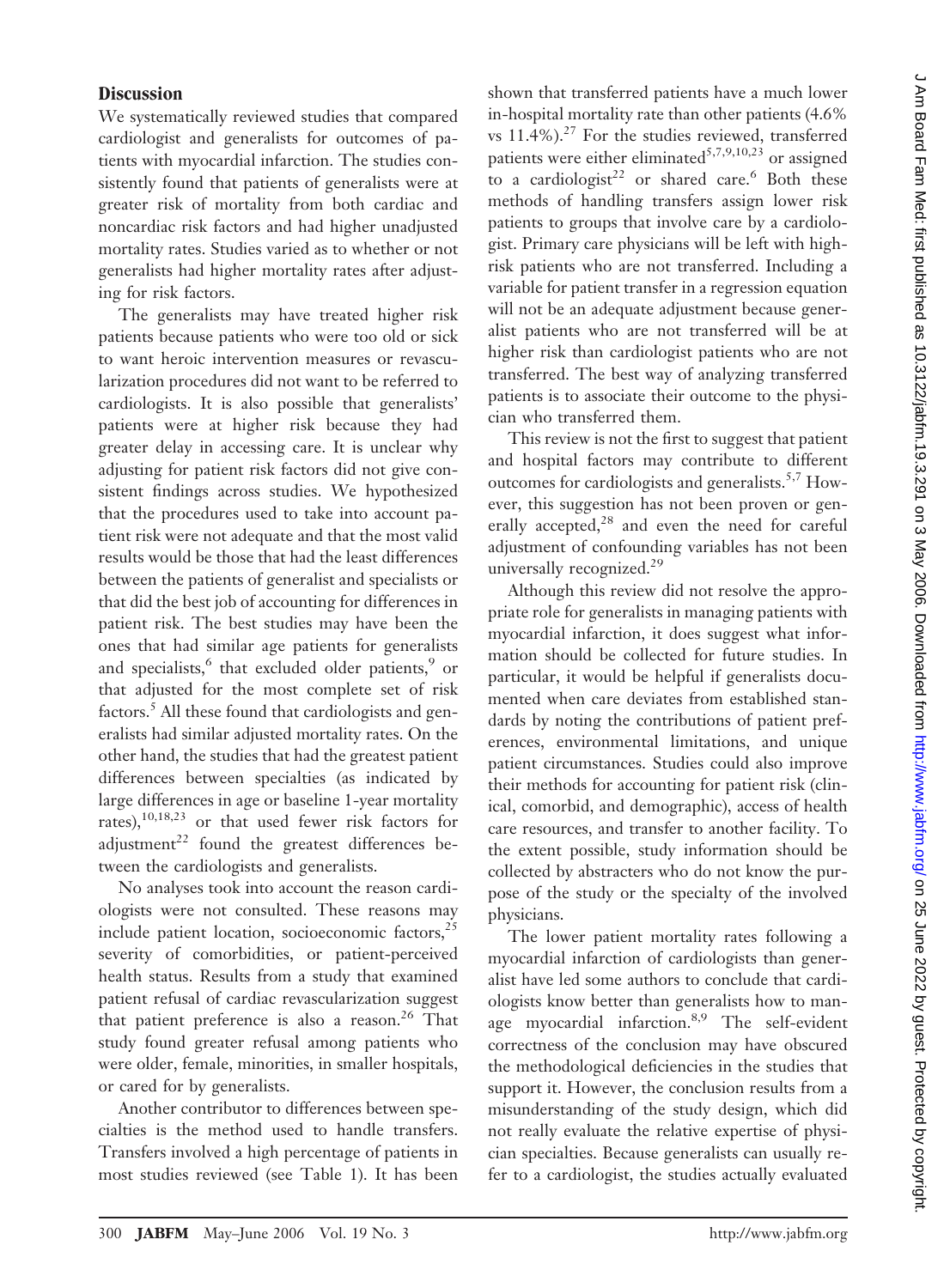## Discussion

We systematically reviewed studies that compared cardiologist and generalists for outcomes of patients with myocardial infarction. The studies consistently found that patients of generalists were at greater risk of mortality from both cardiac and noncardiac risk factors and had higher unadjusted mortality rates. Studies varied as to whether or not generalists had higher mortality rates after adjusting for risk factors.

The generalists may have treated higher risk patients because patients who were too old or sick to want heroic intervention measures or revascularization procedures did not want to be referred to cardiologists. It is also possible that generalists' patients were at higher risk because they had greater delay in accessing care. It is unclear why adjusting for patient risk factors did not give consistent findings across studies. We hypothesized that the procedures used to take into account patient risk were not adequate and that the most valid results would be those that had the least differences between the patients of generalist and specialists or that did the best job of accounting for differences in patient risk. The best studies may have been the ones that had similar age patients for generalists and specialists,[6] that excluded older patients,[9] or that adjusted for the most complete set of risk factors.[5] All these found that cardiologists and generalists had similar adjusted mortality rates. On the other hand, the studies that had the greatest patient differences between specialties (as indicated by large differences in age or baseline 1-year mortality rates),[10,18,23] or that used fewer risk factors for adjustment[22] found the greatest differences between the cardiologists and generalists.

No analyses took into account the reason cardiologists were not consulted. These reasons may include patient location, socioeconomic factors,[25] severity of comorbidities, or patient-perceived health status. Results from a study that examined patient refusal of cardiac revascularization suggest that patient preference is also a reason.[26] That study found greater refusal among patients who were older, female, minorities, in smaller hospitals, or cared for by generalists.

Another contributor to differences between specialties is the method used to handle transfers. Transfers involved a high percentage of patients in most studies reviewed (see Table 1). It has been shown that transferred patients have a much lower in-hospital mortality rate than other patients (4.6% vs 11.4%).[27] For the studies reviewed, transferred patients were either eliminated[5,7,9,10,23] or assigned to a cardiologist[22] or shared care.[6] Both these methods of handling transfers assign lower risk patients to groups that involve care by a cardiologist. Primary care physicians will be left with high-risk patients who are not transferred. Including a variable for patient transfer in a regression equation will not be an adequate adjustment because generalist patients who are not transferred will be at higher risk than cardiologist patients who are not transferred. The best way of analyzing transferred patients is to associate their outcome to the physician who transferred them.

This review is not the first to suggest that patient and hospital factors may contribute to different outcomes for cardiologists and generalists.[5,7] However, this suggestion has not been proven or generally accepted,[28] and even the need for careful adjustment of confounding variables has not been universally recognized.[29]

Although this review did not resolve the appropriate role for generalists in managing patients with myocardial infarction, it does suggest what information should be collected for future studies. In particular, it would be helpful if generalists documented when care deviates from established standards by noting the contributions of patient preferences, environmental limitations, and unique patient circumstances. Studies could also improve their methods for accounting for patient risk (clinical, comorbid, and demographic), access of health care resources, and transfer to another facility. To the extent possible, study information should be collected by abstracters who do not know the purpose of the study or the specialty of the involved physicians.

The lower patient mortality rates following a myocardial infarction of cardiologists than generalist have led some authors to conclude that cardiologists know better than generalists how to manage myocardial infarction.[8,9] The self-evident correctness of the conclusion may have obscured the methodological deficiencies in the studies that support it. However, the conclusion results from a misunderstanding of the study design, which did not really evaluate the relative expertise of physician specialties. Because generalists can usually refer to a cardiologist, the studies actually evaluated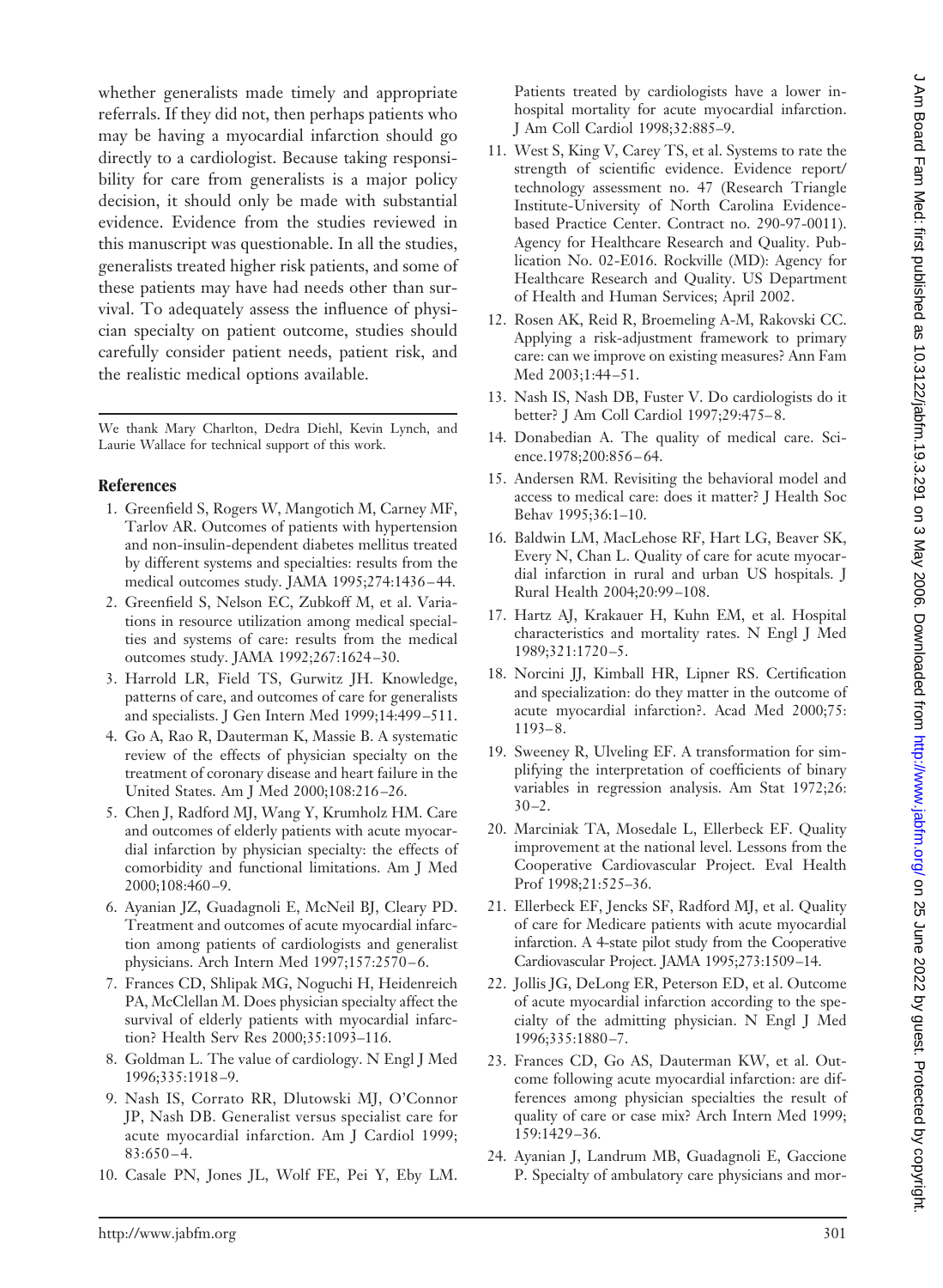whether generalists made timely and appropriate referrals. If they did not, then perhaps patients who may be having a myocardial infarction should go directly to a cardiologist. Because taking responsibility for care from generalists is a major policy decision, it should only be made with substantial evidence. Evidence from the studies reviewed in this manuscript was questionable. In all the studies, generalists treated higher risk patients, and some of these patients may have had needs other than survival. To adequately assess the influence of physician specialty on patient outcome, studies should carefully consider patient needs, patient risk, and the realistic medical options available.

We thank Mary Charlton, Dedra Diehl, Kevin Lynch, and Laurie Wallace for technical support of this work.

## References

1. Greenfield S, Rogers W, Mangotich M, Carney MF, Tarlov AR. Outcomes of patients with hypertension and non-insulin-dependent diabetes mellitus treated by different systems and specialties: results from the medical outcomes study. JAMA 1995;274:1436–44.
2. Greenfield S, Nelson EC, Zubkoff M, et al. Variations in resource utilization among medical specialties and systems of care: results from the medical outcomes study. JAMA 1992;267:1624–30.
3. Harrold LR, Field TS, Gurwitz JH. Knowledge, patterns of care, and outcomes of care for generalists and specialists. J Gen Intern Med 1999;14:499–511.
4. Go A, Rao R, Dauterman K, Massie B. A systematic review of the effects of physician specialty on the treatment of coronary disease and heart failure in the United States. Am J Med 2000;108:216–26.
5. Chen J, Radford MJ, Wang Y, Krumholz HM. Care and outcomes of elderly patients with acute myocardial infarction by physician specialty: the effects of comorbidity and functional limitations. Am J Med 2000;108:460–9.
6. Ayanian JZ, Guadagnoli E, McNeil BJ, Cleary PD. Treatment and outcomes of acute myocardial infarction among patients of cardiologists and generalist physicians. Arch Intern Med 1997;157:2570–6.
7. Frances CD, Shlipak MG, Noguchi H, Heidenreich PA, McClellan M. Does physician specialty affect the survival of elderly patients with myocardial infarction? Health Serv Res 2000;35:1093–116.
8. Goldman L. The value of cardiology. N Engl J Med 1996;335:1918–9.
9. Nash IS, Corrato RR, Dlutowski MJ, O'Connor JP, Nash DB. Generalist versus specialist care for acute myocardial infarction. Am J Cardiol 1999; 83:650–4.
10. Casale PN, Jones JL, Wolf FE, Pei Y, Eby LM. Patients treated by cardiologists have a lower in-hospital mortality for acute myocardial infarction. J Am Coll Cardiol 1998;32:885–9.
11. West S, King V, Carey TS, et al. Systems to rate the strength of scientific evidence. Evidence report/technology assessment no. 47 (Research Triangle Institute-University of North Carolina Evidence-based Practice Center. Contract no. 290-97-0011). Agency for Healthcare Research and Quality. Publication No. 02-E016. Rockville (MD): Agency for Healthcare Research and Quality. US Department of Health and Human Services; April 2002.
12. Rosen AK, Reid R, Broemeling A-M, Rakovski CC. Applying a risk-adjustment framework to primary care: can we improve on existing measures? Ann Fam Med 2003;1:44–51.
13. Nash IS, Nash DB, Fuster V. Do cardiologists do it better? J Am Coll Cardiol 1997;29:475–8.
14. Donabedian A. The quality of medical care. Science.1978;200:856–64.
15. Andersen RM. Revisiting the behavioral model and access to medical care: does it matter? J Health Soc Behav 1995;36:1–10.
16. Baldwin LM, MacLehose RF, Hart LG, Beaver SK, Every N, Chan L. Quality of care for acute myocardial infarction in rural and urban US hospitals. J Rural Health 2004;20:99–108.
17. Hartz AJ, Krakauer H, Kuhn EM, et al. Hospital characteristics and mortality rates. N Engl J Med 1989;321:1720–5.
18. Norcini JJ, Kimball HR, Lipner RS. Certification and specialization: do they matter in the outcome of acute myocardial infarction?. Acad Med 2000;75: 1193–8.
19. Sweeney R, Ulveling EF. A transformation for simplifying the interpretation of coefficients of binary variables in regression analysis. Am Stat 1972;26: 30–2.
20. Marciniak TA, Mosedale L, Ellerbeck EF. Quality improvement at the national level. Lessons from the Cooperative Cardiovascular Project. Eval Health Prof 1998;21:525–36.
21. Ellerbeck EF, Jencks SF, Radford MJ, et al. Quality of care for Medicare patients with acute myocardial infarction. A 4-state pilot study from the Cooperative Cardiovascular Project. JAMA 1995;273:1509–14.
22. Jollis JG, DeLong ER, Peterson ED, et al. Outcome of acute myocardial infarction according to the specialty of the admitting physician. N Engl J Med 1996;335:1880–7.
23. Frances CD, Go AS, Dauterman KW, et al. Outcome following acute myocardial infarction: are differences among physician specialties the result of quality of care or case mix? Arch Intern Med 1999; 159:1429–36.
24. Ayanian J, Landrum MB, Guadagnoli E, Gaccione P. Specialty of ambulatory care physicians and mor-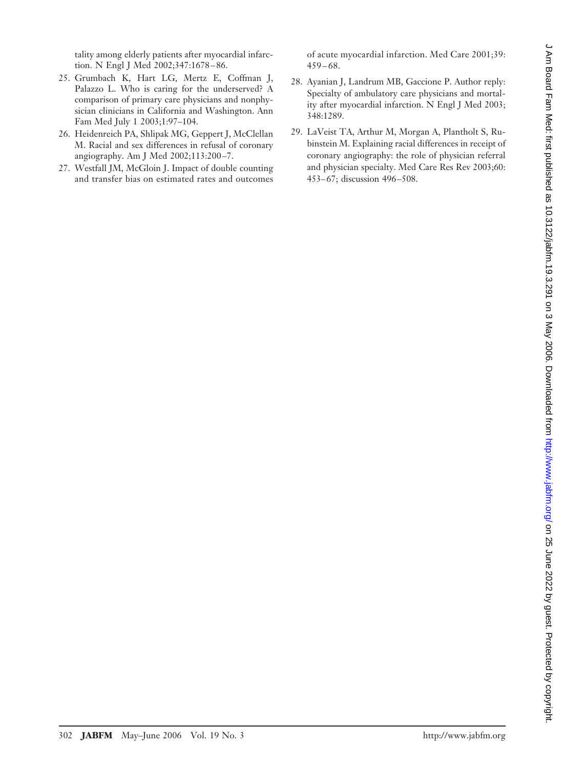tality among elderly patients after myocardial infarction. N Engl J Med 2002;347:1678–86.

25. Grumbach K, Hart LG, Mertz E, Coffman J, Palazzo L. Who is caring for the underserved? A comparison of primary care physicians and nonphysician clinicians in California and Washington. Ann Fam Med July 1 2003;1:97–104.
26. Heidenreich PA, Shlipak MG, Geppert J, McClellan M. Racial and sex differences in refusal of coronary angiography. Am J Med 2002;113:200–7.
27. Westfall JM, McGloin J. Impact of double counting and transfer bias on estimated rates and outcomes of acute myocardial infarction. Med Care 2001;39: 459–68.
28. Ayanian J, Landrum MB, Gaccione P. Author reply: Specialty of ambulatory care physicians and mortality after myocardial infarction. N Engl J Med 2003; 348:1289.
29. LaVeist TA, Arthur M, Morgan A, Plantholt S, Rubinstein M. Explaining racial differences in receipt of coronary angiography: the role of physician referral and physician specialty. Med Care Res Rev 2003;60: 453–67; discussion 496–508.